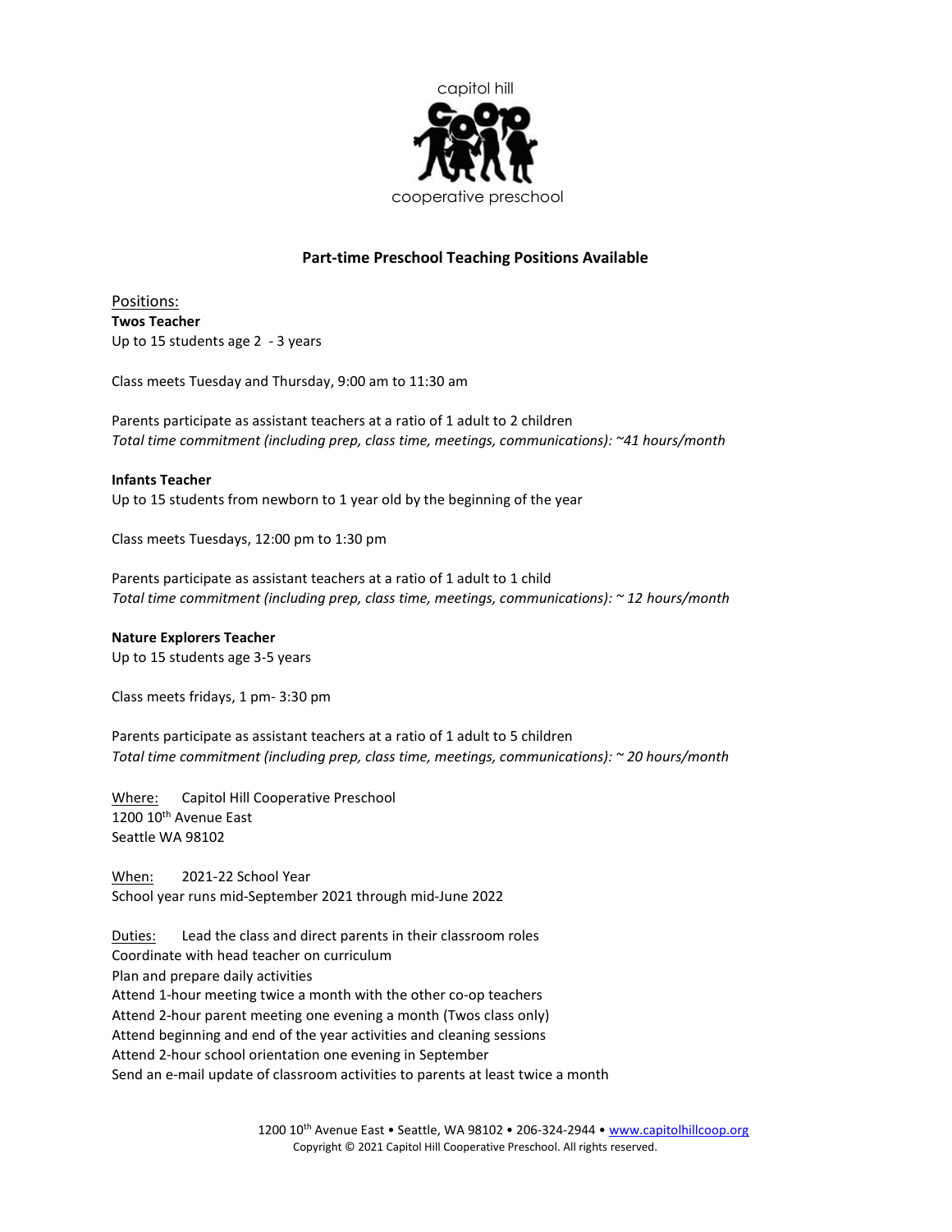capitol hill

cooperative preschool

## Part-time Preschool Teaching Positions Available

Positions:

**Twos Teacher**
Up to 15 students age 2 - 3 years

Class meets Tuesday and Thursday, 9:00 am to 11:30 am

Parents participate as assistant teachers at a ratio of 1 adult to 2 children
*Total time commitment (including prep, class time, meetings, communications): ~41 hours/month*

**Infants Teacher**
Up to 15 students from newborn to 1 year old by the beginning of the year

Class meets Tuesdays, 12:00 pm to 1:30 pm

Parents participate as assistant teachers at a ratio of 1 adult to 1 child
*Total time commitment (including prep, class time, meetings, communications): ~ 12 hours/month*

**Nature Explorers Teacher**
Up to 15 students age 3-5 years

Class meets fridays, 1 pm- 3:30 pm

Parents participate as assistant teachers at a ratio of 1 adult to 5 children
*Total time commitment (including prep, class time, meetings, communications): ~ 20 hours/month*

Where: Capitol Hill Cooperative Preschool
1200 10th Avenue East
Seattle WA 98102

When: 2021-22 School Year
School year runs mid-September 2021 through mid-June 2022

Duties: Lead the class and direct parents in their classroom roles
Coordinate with head teacher on curriculum
Plan and prepare daily activities
Attend 1-hour meeting twice a month with the other co-op teachers
Attend 2-hour parent meeting one evening a month (Twos class only)
Attend beginning and end of the year activities and cleaning sessions
Attend 2-hour school orientation one evening in September
Send an e-mail update of classroom activities to parents at least twice a month

1200 10th Avenue East • Seattle, WA 98102 • 206-324-2944 • www.capitolhillcoop.org
Copyright © 2021 Capitol Hill Cooperative Preschool. All rights reserved.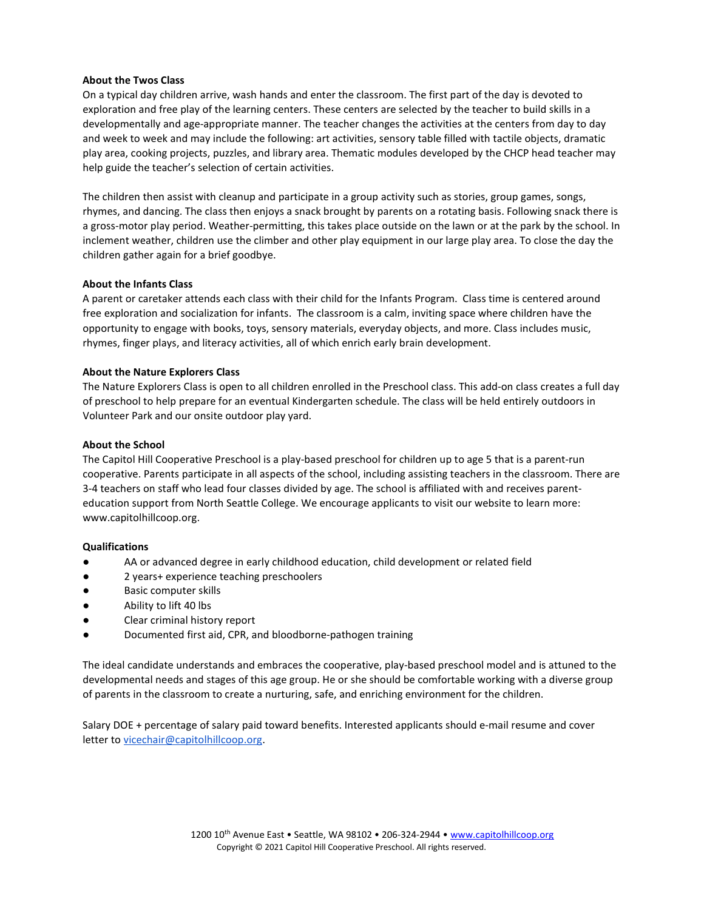**About the Twos Class**

On a typical day children arrive, wash hands and enter the classroom. The first part of the day is devoted to exploration and free play of the learning centers. These centers are selected by the teacher to build skills in a developmentally and age-appropriate manner. The teacher changes the activities at the centers from day to day and week to week and may include the following: art activities, sensory table filled with tactile objects, dramatic play area, cooking projects, puzzles, and library area. Thematic modules developed by the CHCP head teacher may help guide the teacher's selection of certain activities.

The children then assist with cleanup and participate in a group activity such as stories, group games, songs, rhymes, and dancing. The class then enjoys a snack brought by parents on a rotating basis. Following snack there is a gross-motor play period. Weather-permitting, this takes place outside on the lawn or at the park by the school. In inclement weather, children use the climber and other play equipment in our large play area. To close the day the children gather again for a brief goodbye.

**About the Infants Class**

A parent or caretaker attends each class with their child for the Infants Program. Class time is centered around free exploration and socialization for infants. The classroom is a calm, inviting space where children have the opportunity to engage with books, toys, sensory materials, everyday objects, and more. Class includes music, rhymes, finger plays, and literacy activities, all of which enrich early brain development.

**About the Nature Explorers Class**

The Nature Explorers Class is open to all children enrolled in the Preschool class. This add-on class creates a full day of preschool to help prepare for an eventual Kindergarten schedule. The class will be held entirely outdoors in Volunteer Park and our onsite outdoor play yard.

**About the School**

The Capitol Hill Cooperative Preschool is a play-based preschool for children up to age 5 that is a parent-run cooperative. Parents participate in all aspects of the school, including assisting teachers in the classroom. There are 3-4 teachers on staff who lead four classes divided by age. The school is affiliated with and receives parent-education support from North Seattle College. We encourage applicants to visit our website to learn more: www.capitolhillcoop.org.

**Qualifications**

- AA or advanced degree in early childhood education, child development or related field
- 2 years+ experience teaching preschoolers
- Basic computer skills
- Ability to lift 40 lbs
- Clear criminal history report
- Documented first aid, CPR, and bloodborne-pathogen training

The ideal candidate understands and embraces the cooperative, play-based preschool model and is attuned to the developmental needs and stages of this age group. He or she should be comfortable working with a diverse group of parents in the classroom to create a nurturing, safe, and enriching environment for the children.

Salary DOE + percentage of salary paid toward benefits. Interested applicants should e-mail resume and cover letter to vicechair@capitolhillcoop.org.

1200 10th Avenue East • Seattle, WA 98102 • 206-324-2944 • www.capitolhillcoop.org

Copyright © 2021 Capitol Hill Cooperative Preschool. All rights reserved.